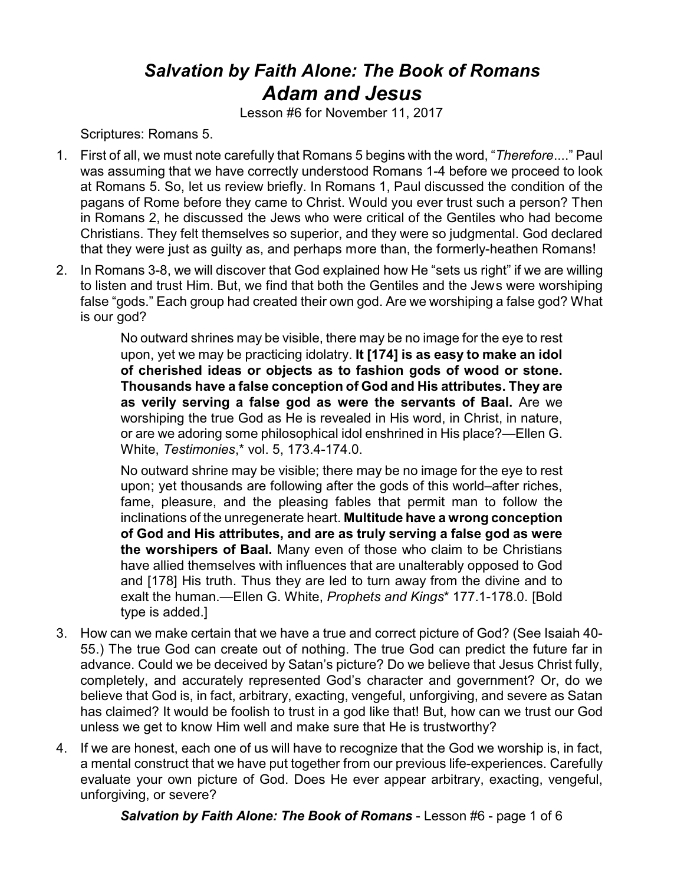# *Salvation by Faith Alone: The Book of Romans*
# *Adam and Jesus*

Lesson #6 for November 11, 2017

Scriptures: Romans 5.

1. First of all, we must note carefully that Romans 5 begins with the word, "*Therefore*...." Paul was assuming that we have correctly understood Romans 1-4 before we proceed to look at Romans 5. So, let us review briefly. In Romans 1, Paul discussed the condition of the pagans of Rome before they came to Christ. Would you ever trust such a person? Then in Romans 2, he discussed the Jews who were critical of the Gentiles who had become Christians. They felt themselves so superior, and they were so judgmental. God declared that they were just as guilty as, and perhaps more than, the formerly-heathen Romans!

2. In Romans 3-8, we will discover that God explained how He "sets us right" if we are willing to listen and trust Him. But, we find that both the Gentiles and the Jews were worshiping false "gods." Each group had created their own god. Are we worshiping a false god? What is our god?

   > No outward shrines may be visible, there may be no image for the eye to rest upon, yet we may be practicing idolatry. **It [174] is as easy to make an idol of cherished ideas or objects as to fashion gods of wood or stone. Thousands have a false conception of God and His attributes. They are as verily serving a false god as were the servants of Baal.** Are we worshiping the true God as He is revealed in His word, in Christ, in nature, or are we adoring some philosophical idol enshrined in His place?—Ellen G. White, *Testimonies*,* vol. 5, 173.4-174.0.
   >
   > No outward shrine may be visible; there may be no image for the eye to rest upon; yet thousands are following after the gods of this world–after riches, fame, pleasure, and the pleasing fables that permit man to follow the inclinations of the unregenerate heart. **Multitude have a wrong conception of God and His attributes, and are as truly serving a false god as were the worshipers of Baal.** Many even of those who claim to be Christians have allied themselves with influences that are unalterably opposed to God and [178] His truth. Thus they are led to turn away from the divine and to exalt the human.—Ellen G. White, *Prophets and Kings** 177.1-178.0. [Bold type is added.]

3. How can we make certain that we have a true and correct picture of God? (See Isaiah 40-55.) The true God can create out of nothing. The true God can predict the future far in advance. Could we be deceived by Satan's picture? Do we believe that Jesus Christ fully, completely, and accurately represented God's character and government? Or, do we believe that God is, in fact, arbitrary, exacting, vengeful, unforgiving, and severe as Satan has claimed? It would be foolish to trust in a god like that! But, how can we trust our God unless we get to know Him well and make sure that He is trustworthy?

4. If we are honest, each one of us will have to recognize that the God we worship is, in fact, a mental construct that we have put together from our previous life-experiences. Carefully evaluate your own picture of God. Does He ever appear arbitrary, exacting, vengeful, unforgiving, or severe?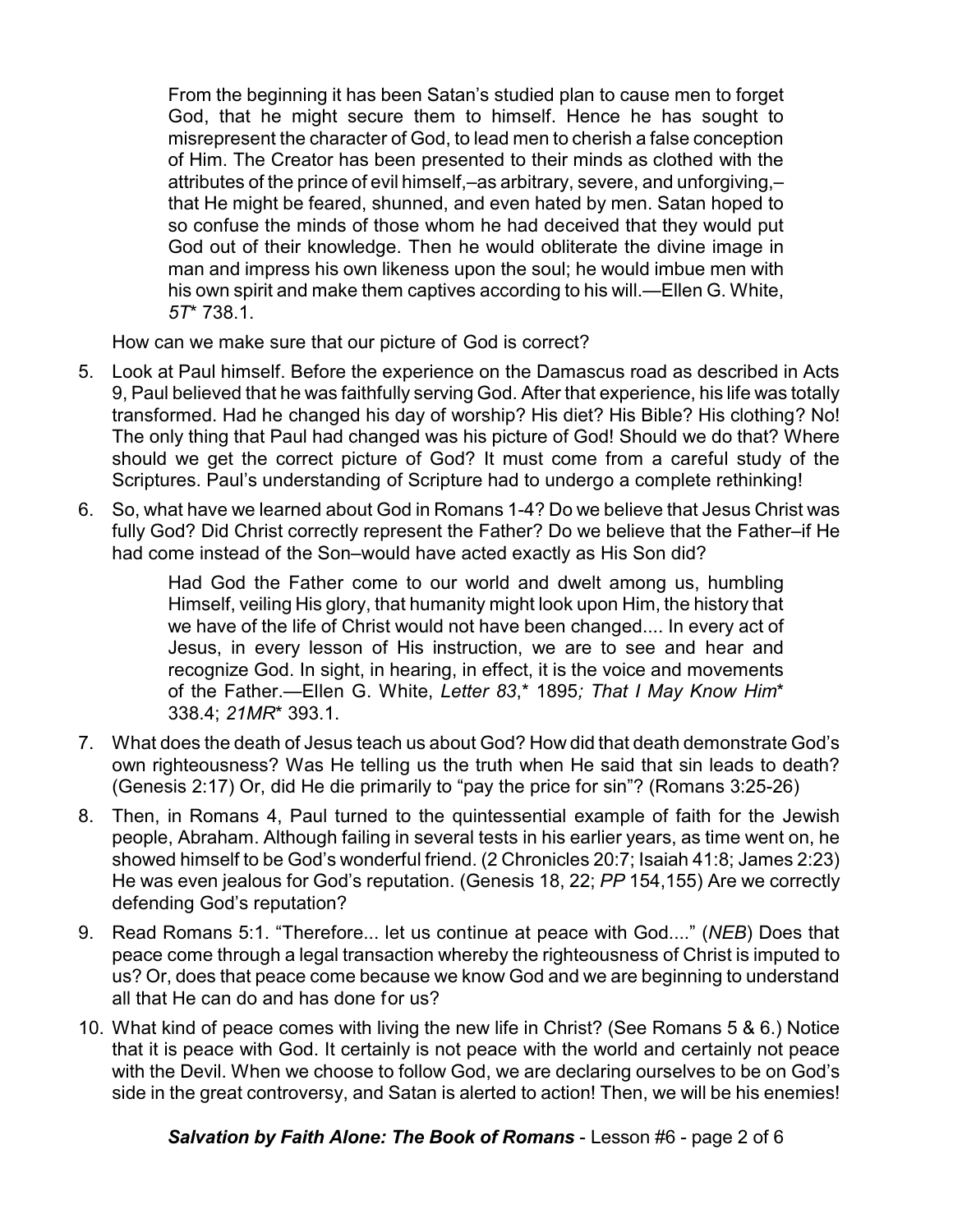> From the beginning it has been Satan's studied plan to cause men to forget God, that he might secure them to himself. Hence he has sought to misrepresent the character of God, to lead men to cherish a false conception of Him. The Creator has been presented to their minds as clothed with the attributes of the prince of evil himself,–as arbitrary, severe, and unforgiving,– that He might be feared, shunned, and even hated by men. Satan hoped to so confuse the minds of those whom he had deceived that they would put God out of their knowledge. Then he would obliterate the divine image in man and impress his own likeness upon the soul; he would imbue men with his own spirit and make them captives according to his will.—Ellen G. White, *5T** 738.1.

How can we make sure that our picture of God is correct?

5. Look at Paul himself. Before the experience on the Damascus road as described in Acts 9, Paul believed that he was faithfully serving God. After that experience, his life was totally transformed. Had he changed his day of worship? His diet? His Bible? His clothing? No! The only thing that Paul had changed was his picture of God! Should we do that? Where should we get the correct picture of God? It must come from a careful study of the Scriptures. Paul's understanding of Scripture had to undergo a complete rethinking!

6. So, what have we learned about God in Romans 1-4? Do we believe that Jesus Christ was fully God? Did Christ correctly represent the Father? Do we believe that the Father–if He had come instead of the Son–would have acted exactly as His Son did?

   > Had God the Father come to our world and dwelt among us, humbling Himself, veiling His glory, that humanity might look upon Him, the history that we have of the life of Christ would not have been changed.... In every act of Jesus, in every lesson of His instruction, we are to see and hear and recognize God. In sight, in hearing, in effect, it is the voice and movements of the Father.—Ellen G. White, *Letter 83*,* 1895*; That I May Know Him** 338.4; *21MR** 393.1.

7. What does the death of Jesus teach us about God? How did that death demonstrate God's own righteousness? Was He telling us the truth when He said that sin leads to death? (Genesis 2:17) Or, did He die primarily to "pay the price for sin"? (Romans 3:25-26)

8. Then, in Romans 4, Paul turned to the quintessential example of faith for the Jewish people, Abraham. Although failing in several tests in his earlier years, as time went on, he showed himself to be God's wonderful friend. (2 Chronicles 20:7; Isaiah 41:8; James 2:23) He was even jealous for God's reputation. (Genesis 18, 22; *PP* 154,155) Are we correctly defending God's reputation?

9. Read Romans 5:1. "Therefore... let us continue at peace with God...." (*NEB*) Does that peace come through a legal transaction whereby the righteousness of Christ is imputed to us? Or, does that peace come because we know God and we are beginning to understand all that He can do and has done for us?

10. What kind of peace comes with living the new life in Christ? (See Romans 5 & 6.) Notice that it is peace with God. It certainly is not peace with the world and certainly not peace with the Devil. When we choose to follow God, we are declaring ourselves to be on God's side in the great controversy, and Satan is alerted to action! Then, we will be his enemies!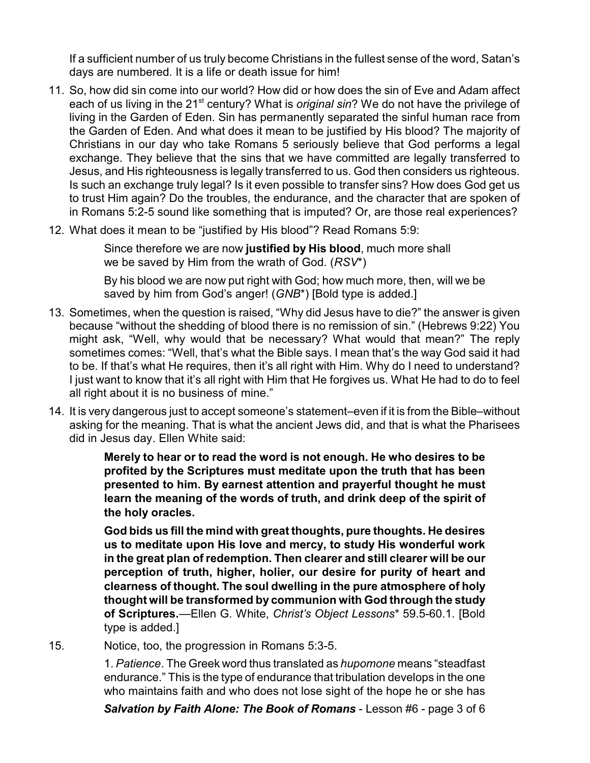If a sufficient number of us truly become Christians in the fullest sense of the word, Satan's days are numbered. It is a life or death issue for him!

11. So, how did sin come into our world? How did or how does the sin of Eve and Adam affect each of us living in the 21st century? What is *original sin*? We do not have the privilege of living in the Garden of Eden. Sin has permanently separated the sinful human race from the Garden of Eden. And what does it mean to be justified by His blood? The majority of Christians in our day who take Romans 5 seriously believe that God performs a legal exchange. They believe that the sins that we have committed are legally transferred to Jesus, and His righteousness is legally transferred to us. God then considers us righteous. Is such an exchange truly legal? Is it even possible to transfer sins? How does God get us to trust Him again? Do the troubles, the endurance, and the character that are spoken of in Romans 5:2-5 sound like something that is imputed? Or, are those real experiences?

12. What does it mean to be "justified by His blood"? Read Romans 5:9:

> Since therefore we are now **justified by His blood**, much more shall we be saved by Him from the wrath of God. (*RSV**)
>
> By his blood we are now put right with God; how much more, then, will we be saved by him from God's anger! (*GNB**) [Bold type is added.]

13. Sometimes, when the question is raised, "Why did Jesus have to die?" the answer is given because "without the shedding of blood there is no remission of sin." (Hebrews 9:22) You might ask, "Well, why would that be necessary? What would that mean?" The reply sometimes comes: "Well, that's what the Bible says. I mean that's the way God said it had to be. If that's what He requires, then it's all right with Him. Why do I need to understand? I just want to know that it's all right with Him that He forgives us. What He had to do to feel all right about it is no business of mine."

14. It is very dangerous just to accept someone's statement–even if it is from the Bible–without asking for the meaning. That is what the ancient Jews did, and that is what the Pharisees did in Jesus day. Ellen White said:

> **Merely to hear or to read the word is not enough. He who desires to be profited by the Scriptures must meditate upon the truth that has been presented to him. By earnest attention and prayerful thought he must learn the meaning of the words of truth, and drink deep of the spirit of the holy oracles.**
>
> **God bids us fill the mind with great thoughts, pure thoughts. He desires us to meditate upon His love and mercy, to study His wonderful work in the great plan of redemption. Then clearer and still clearer will be our perception of truth, higher, holier, our desire for purity of heart and clearness of thought. The soul dwelling in the pure atmosphere of holy thought will be transformed by communion with God through the study of Scriptures.**—Ellen G. White, *Christ's Object Lessons** 59.5-60.1. [Bold type is added.]

15. Notice, too, the progression in Romans 5:3-5.

> 1. *Patience*. The Greek word thus translated as *hupomone* means "steadfast endurance." This is the type of endurance that tribulation develops in the one who maintains faith and who does not lose sight of the hope he or she has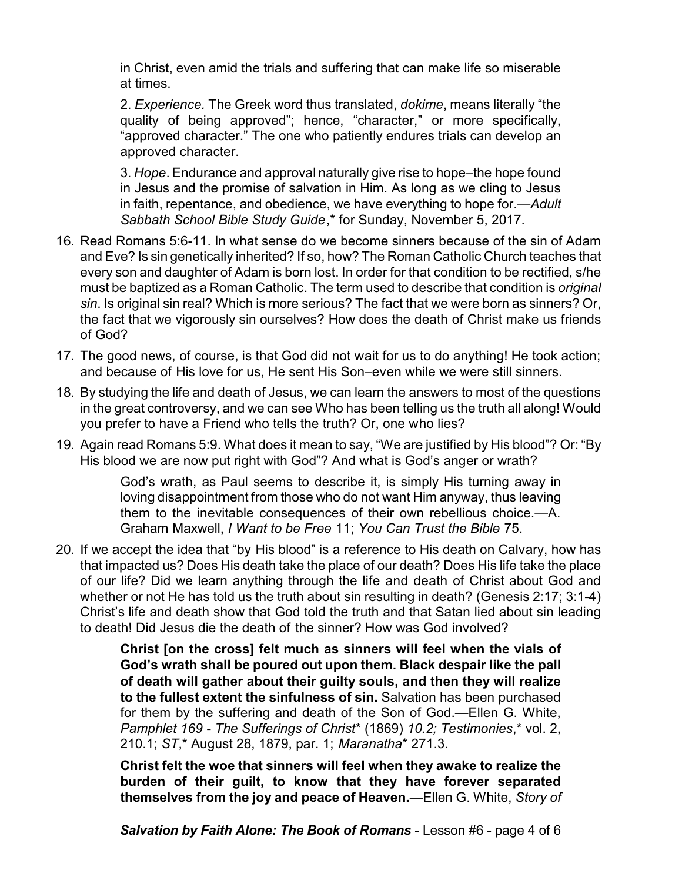in Christ, even amid the trials and suffering that can make life so miserable at times.

2. *Experience.* The Greek word thus translated, *dokime*, means literally "the quality of being approved"; hence, "character," or more specifically, "approved character." The one who patiently endures trials can develop an approved character.

3. *Hope*. Endurance and approval naturally give rise to hope–the hope found in Jesus and the promise of salvation in Him. As long as we cling to Jesus in faith, repentance, and obedience, we have everything to hope for.—*Adult Sabbath School Bible Study Guide*,* for Sunday, November 5, 2017.

16. Read Romans 5:6-11. In what sense do we become sinners because of the sin of Adam and Eve? Is sin genetically inherited? If so, how? The Roman Catholic Church teaches that every son and daughter of Adam is born lost. In order for that condition to be rectified, s/he must be baptized as a Roman Catholic. The term used to describe that condition is *original sin*. Is original sin real? Which is more serious? The fact that we were born as sinners? Or, the fact that we vigorously sin ourselves? How does the death of Christ make us friends of God?

17. The good news, of course, is that God did not wait for us to do anything! He took action; and because of His love for us, He sent His Son–even while we were still sinners.

18. By studying the life and death of Jesus, we can learn the answers to most of the questions in the great controversy, and we can see Who has been telling us the truth all along! Would you prefer to have a Friend who tells the truth? Or, one who lies?

19. Again read Romans 5:9. What does it mean to say, "We are justified by His blood"? Or: "By His blood we are now put right with God"? And what is God's anger or wrath?

    God's wrath, as Paul seems to describe it, is simply His turning away in loving disappointment from those who do not want Him anyway, thus leaving them to the inevitable consequences of their own rebellious choice.—A. Graham Maxwell, *I Want to be Free* 11; *You Can Trust the Bible* 75.

20. If we accept the idea that "by His blood" is a reference to His death on Calvary, how has that impacted us? Does His death take the place of our death? Does His life take the place of our life? Did we learn anything through the life and death of Christ about God and whether or not He has told us the truth about sin resulting in death? (Genesis 2:17; 3:1-4) Christ's life and death show that God told the truth and that Satan lied about sin leading to death! Did Jesus die the death of the sinner? How was God involved?

    **Christ [on the cross] felt much as sinners will feel when the vials of God's wrath shall be poured out upon them. Black despair like the pall of death will gather about their guilty souls, and then they will realize to the fullest extent the sinfulness of sin.** Salvation has been purchased for them by the suffering and death of the Son of God.—Ellen G. White, *Pamphlet 169 - The Sufferings of Christ** (1869) *10.2; Testimonies*,* vol. 2, 210.1; *ST*,* August 28, 1879, par. 1; *Maranatha** 271.3.

    **Christ felt the woe that sinners will feel when they awake to realize the burden of their guilt, to know that they have forever separated themselves from the joy and peace of Heaven.**—Ellen G. White, *Story of*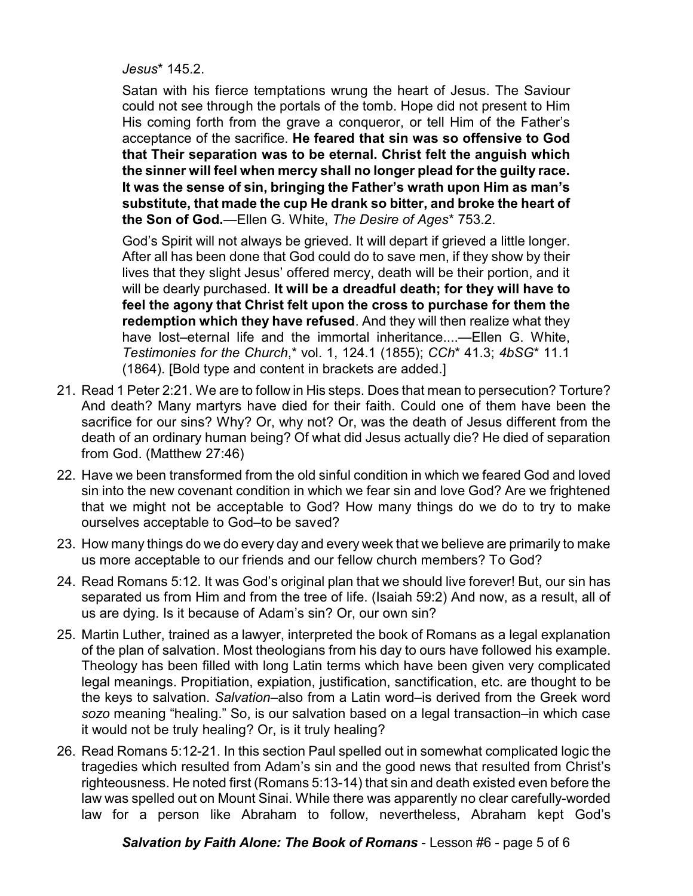*Jesus** 145.2.

Satan with his fierce temptations wrung the heart of Jesus. The Saviour could not see through the portals of the tomb. Hope did not present to Him His coming forth from the grave a conqueror, or tell Him of the Father's acceptance of the sacrifice. **He feared that sin was so offensive to God that Their separation was to be eternal. Christ felt the anguish which the sinner will feel when mercy shall no longer plead for the guilty race. It was the sense of sin, bringing the Father's wrath upon Him as man's substitute, that made the cup He drank so bitter, and broke the heart of the Son of God.**—Ellen G. White, *The Desire of Ages** 753.2.

God's Spirit will not always be grieved. It will depart if grieved a little longer. After all has been done that God could do to save men, if they show by their lives that they slight Jesus' offered mercy, death will be their portion, and it will be dearly purchased. **It will be a dreadful death; for they will have to feel the agony that Christ felt upon the cross to purchase for them the redemption which they have refused**. And they will then realize what they have lost–eternal life and the immortal inheritance....—Ellen G. White, *Testimonies for the Church*,* vol. 1, 124.1 (1855); *CCh** 41.3; *4bSG** 11.1 (1864). [Bold type and content in brackets are added.]

21. Read 1 Peter 2:21. We are to follow in His steps. Does that mean to persecution? Torture? And death? Many martyrs have died for their faith. Could one of them have been the sacrifice for our sins? Why? Or, why not? Or, was the death of Jesus different from the death of an ordinary human being? Of what did Jesus actually die? He died of separation from God. (Matthew 27:46)

22. Have we been transformed from the old sinful condition in which we feared God and loved sin into the new covenant condition in which we fear sin and love God? Are we frightened that we might not be acceptable to God? How many things do we do to try to make ourselves acceptable to God–to be saved?

23. How many things do we do every day and every week that we believe are primarily to make us more acceptable to our friends and our fellow church members? To God?

24. Read Romans 5:12. It was God's original plan that we should live forever! But, our sin has separated us from Him and from the tree of life. (Isaiah 59:2) And now, as a result, all of us are dying. Is it because of Adam's sin? Or, our own sin?

25. Martin Luther, trained as a lawyer, interpreted the book of Romans as a legal explanation of the plan of salvation. Most theologians from his day to ours have followed his example. Theology has been filled with long Latin terms which have been given very complicated legal meanings. Propitiation, expiation, justification, sanctification, etc. are thought to be the keys to salvation. *Salvation*–also from a Latin word–is derived from the Greek word *sozo* meaning "healing." So, is our salvation based on a legal transaction–in which case it would not be truly healing? Or, is it truly healing?

26. Read Romans 5:12-21. In this section Paul spelled out in somewhat complicated logic the tragedies which resulted from Adam's sin and the good news that resulted from Christ's righteousness. He noted first (Romans 5:13-14) that sin and death existed even before the law was spelled out on Mount Sinai. While there was apparently no clear carefully-worded law for a person like Abraham to follow, nevertheless, Abraham kept God's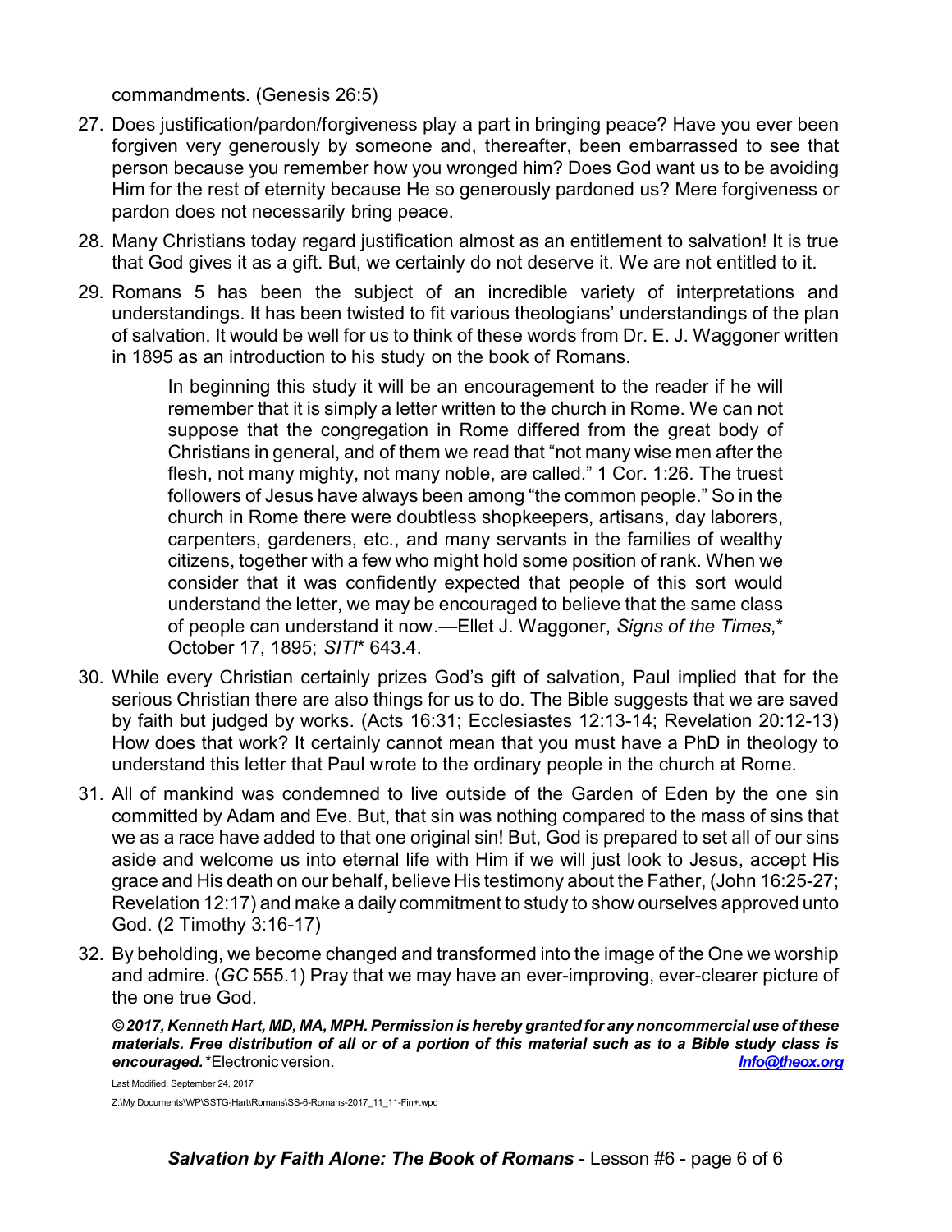commandments. (Genesis 26:5)

27. Does justification/pardon/forgiveness play a part in bringing peace? Have you ever been forgiven very generously by someone and, thereafter, been embarrassed to see that person because you remember how you wronged him? Does God want us to be avoiding Him for the rest of eternity because He so generously pardoned us? Mere forgiveness or pardon does not necessarily bring peace.
28. Many Christians today regard justification almost as an entitlement to salvation! It is true that God gives it as a gift. But, we certainly do not deserve it. We are not entitled to it.
29. Romans 5 has been the subject of an incredible variety of interpretations and understandings. It has been twisted to fit various theologians' understandings of the plan of salvation. It would be well for us to think of these words from Dr. E. J. Waggoner written in 1895 as an introduction to his study on the book of Romans.

    > In beginning this study it will be an encouragement to the reader if he will remember that it is simply a letter written to the church in Rome. We can not suppose that the congregation in Rome differed from the great body of Christians in general, and of them we read that "not many wise men after the flesh, not many mighty, not many noble, are called." 1 Cor. 1:26. The truest followers of Jesus have always been among "the common people." So in the church in Rome there were doubtless shopkeepers, artisans, day laborers, carpenters, gardeners, etc., and many servants in the families of wealthy citizens, together with a few who might hold some position of rank. When we consider that it was confidently expected that people of this sort would understand the letter, we may be encouraged to believe that the same class of people can understand it now.—Ellet J. Waggoner, *Signs of the Times*,* October 17, 1895; *SITI** 643.4.

30. While every Christian certainly prizes God's gift of salvation, Paul implied that for the serious Christian there are also things for us to do. The Bible suggests that we are saved by faith but judged by works. (Acts 16:31; Ecclesiastes 12:13-14; Revelation 20:12-13) How does that work? It certainly cannot mean that you must have a PhD in theology to understand this letter that Paul wrote to the ordinary people in the church at Rome.
31. All of mankind was condemned to live outside of the Garden of Eden by the one sin committed by Adam and Eve. But, that sin was nothing compared to the mass of sins that we as a race have added to that one original sin! But, God is prepared to set all of our sins aside and welcome us into eternal life with Him if we will just look to Jesus, accept His grace and His death on our behalf, believe His testimony about the Father, (John 16:25-27; Revelation 12:17) and make a daily commitment to study to show ourselves approved unto God. (2 Timothy 3:16-17)
32. By beholding, we become changed and transformed into the image of the One we worship and admire. (*GC* 555.1) Pray that we may have an ever-improving, ever-clearer picture of the one true God.

***© 2017, Kenneth Hart, MD, MA, MPH. Permission is hereby granted for any noncommercial use of these materials. Free distribution of all or of a portion of this material such as to a Bible study class is encouraged.*** *Electronic version. ***Info@theox.org***

Last Modified: September 24, 2017

Z:\My Documents\WP\SSTG-Hart\Romans\SS-6-Romans-2017_11_11-Fin+.wpd